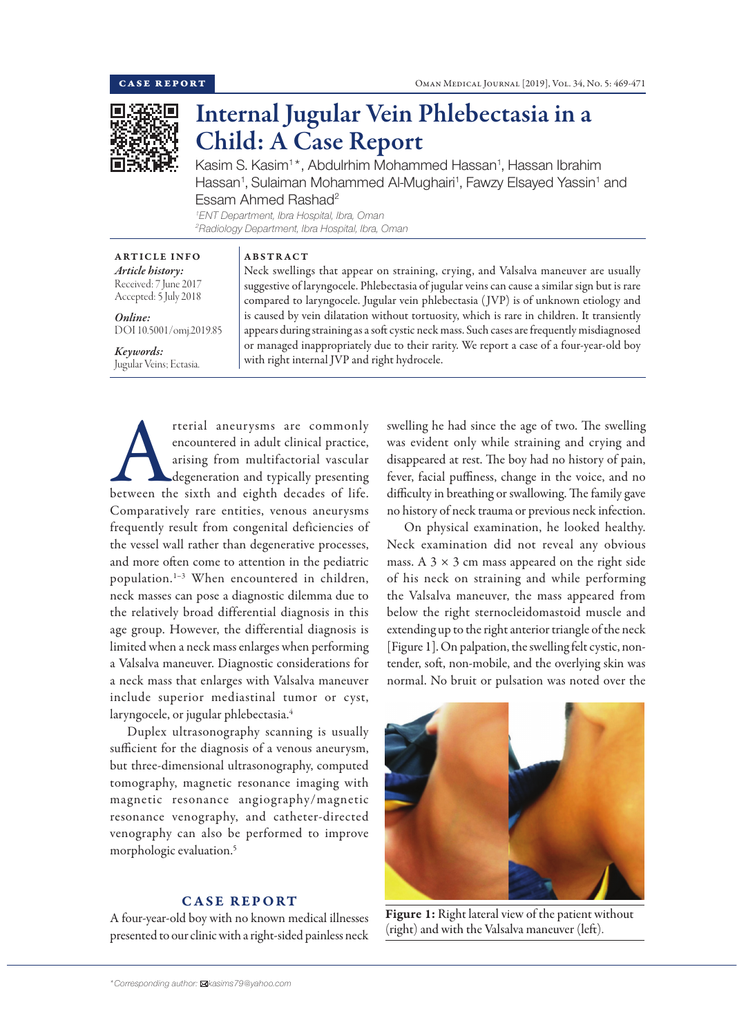CASE REPORT

# Internal Jugular Vein Phlebectasia in a Child: A Case Report

Kasim S. Kasim[1]*, Abdulrhim Mohammed Hassan[1], Hassan Ibrahim Hassan[1], Sulaiman Mohammed Al-Mughairi[1], Fawzy Elsayed Yassin[1] and Essam Ahmed Rashad[2]

[1]*ENT Department, Ibra Hospital, Ibra, Oman*
[2]*Radiology Department, Ibra Hospital, Ibra, Oman*

**ARTICLE INFO**

***Article history:***
Received: 7 June 2017
Accepted: 5 July 2018

***Online:***
DOI 10.5001/omj.2019.85

***Keywords:***
Jugular Veins; Ectasia.

**ABSTRACT**

Neck swellings that appear on straining, crying, and Valsalva maneuver are usually suggestive of laryngocele. Phlebectasia of jugular veins can cause a similar sign but is rare compared to laryngocele. Jugular vein phlebectasia (JVP) is of unknown etiology and is caused by vein dilatation without tortuosity, which is rare in children. It transiently appears during straining as a soft cystic neck mass. Such cases are frequently misdiagnosed or managed inappropriately due to their rarity. We report a case of a four-year-old boy with right internal JVP and right hydrocele.

Arterial aneurysms are commonly encountered in adult clinical practice, arising from multifactorial vascular degeneration and typically presenting between the sixth and eighth decades of life. Comparatively rare entities, venous aneurysms frequently result from congenital deficiencies of the vessel wall rather than degenerative processes, and more often come to attention in the pediatric population.[1–3] When encountered in children, neck masses can pose a diagnostic dilemma due to the relatively broad differential diagnosis in this age group. However, the differential diagnosis is limited when a neck mass enlarges when performing a Valsalva maneuver. Diagnostic considerations for a neck mass that enlarges with Valsalva maneuver include superior mediastinal tumor or cyst, laryngocele, or jugular phlebectasia.[4]

Duplex ultrasonography scanning is usually sufficient for the diagnosis of a venous aneurysm, but three-dimensional ultrasonography, computed tomography, magnetic resonance imaging with magnetic resonance angiography/magnetic resonance venography, and catheter-directed venography can also be performed to improve morphologic evaluation.[5]

## CASE REPORT

A four-year-old boy with no known medical illnesses presented to our clinic with a right-sided painless neck swelling he had since the age of two. The swelling was evident only while straining and crying and disappeared at rest. The boy had no history of pain, fever, facial puffiness, change in the voice, and no difficulty in breathing or swallowing. The family gave no history of neck trauma or previous neck infection.

On physical examination, he looked healthy. Neck examination did not reveal any obvious mass. A 3 × 3 cm mass appeared on the right side of his neck on straining and while performing the Valsalva maneuver, the mass appeared from below the right sternocleidomastoid muscle and extending up to the right anterior triangle of the neck [Figure 1]. On palpation, the swelling felt cystic, non-tender, soft, non-mobile, and the overlying skin was normal. No bruit or pulsation was noted over the

**Figure 1:** Right lateral view of the patient without (right) and with the Valsalva maneuver (left).

*Corresponding author: kasims79@yahoo.com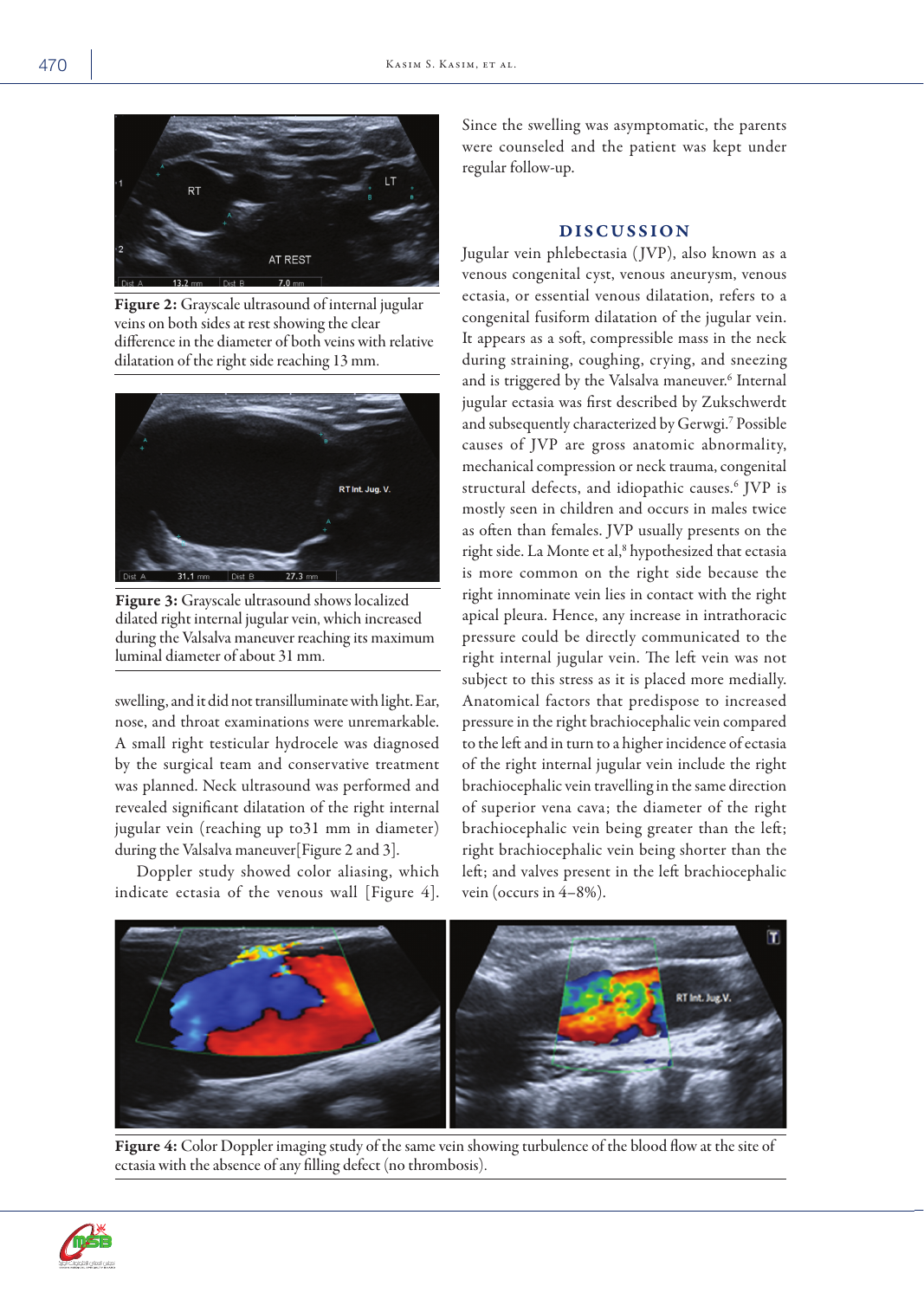Figure 2: Grayscale ultrasound of internal jugular veins on both sides at rest showing the clear difference in the diameter of both veins with relative dilatation of the right side reaching 13 mm.

Figure 3: Grayscale ultrasound shows localized dilated right internal jugular vein, which increased during the Valsalva maneuver reaching its maximum luminal diameter of about 31 mm.

swelling, and it did not transilluminate with light. Ear, nose, and throat examinations were unremarkable. A small right testicular hydrocele was diagnosed by the surgical team and conservative treatment was planned. Neck ultrasound was performed and revealed significant dilatation of the right internal jugular vein (reaching up to31 mm in diameter) during the Valsalva maneuver[Figure 2 and 3].

Doppler study showed color aliasing, which indicate ectasia of the venous wall [Figure 4]. Since the swelling was asymptomatic, the parents were counseled and the patient was kept under regular follow-up.

## DISCUSSION

Jugular vein phlebectasia (JVP), also known as a venous congenital cyst, venous aneurysm, venous ectasia, or essential venous dilatation, refers to a congenital fusiform dilatation of the jugular vein. It appears as a soft, compressible mass in the neck during straining, coughing, crying, and sneezing and is triggered by the Valsalva maneuver.[6] Internal jugular ectasia was first described by Zukschwerdt and subsequently characterized by Gerwgi.[7] Possible causes of JVP are gross anatomic abnormality, mechanical compression or neck trauma, congenital structural defects, and idiopathic causes.[6] JVP is mostly seen in children and occurs in males twice as often than females. JVP usually presents on the right side. La Monte et al,[8] hypothesized that ectasia is more common on the right side because the right innominate vein lies in contact with the right apical pleura. Hence, any increase in intrathoracic pressure could be directly communicated to the right internal jugular vein. The left vein was not subject to this stress as it is placed more medially. Anatomical factors that predispose to increased pressure in the right brachiocephalic vein compared to the left and in turn to a higher incidence of ectasia of the right internal jugular vein include the right brachiocephalic vein travelling in the same direction of superior vena cava; the diameter of the right brachiocephalic vein being greater than the left; right brachiocephalic vein being shorter than the left; and valves present in the left brachiocephalic vein (occurs in 4–8%).

Figure 4: Color Doppler imaging study of the same vein showing turbulence of the blood flow at the site of ectasia with the absence of any filling defect (no thrombosis).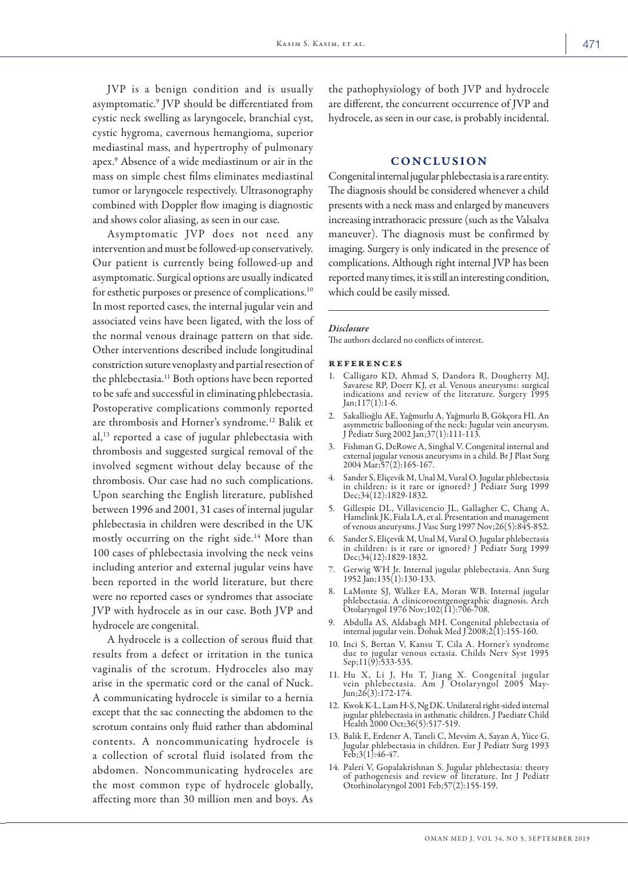JVP is a benign condition and is usually asymptomatic.[9] JVP should be differentiated from cystic neck swelling as laryngocele, branchial cyst, cystic hygroma, cavernous hemangioma, superior mediastinal mass, and hypertrophy of pulmonary apex.[9] Absence of a wide mediastinum or air in the mass on simple chest films eliminates mediastinal tumor or laryngocele respectively. Ultrasonography combined with Doppler flow imaging is diagnostic and shows color aliasing, as seen in our case.

Asymptomatic JVP does not need any intervention and must be followed-up conservatively. Our patient is currently being followed-up and asymptomatic. Surgical options are usually indicated for esthetic purposes or presence of complications.[10] In most reported cases, the internal jugular vein and associated veins have been ligated, with the loss of the normal venous drainage pattern on that side. Other interventions described include longitudinal constriction suture venoplasty and partial resection of the phlebectasia.[11] Both options have been reported to be safe and successful in eliminating phlebectasia. Postoperative complications commonly reported are thrombosis and Horner's syndrome.[12] Balik et al,[13] reported a case of jugular phlebectasia with thrombosis and suggested surgical removal of the involved segment without delay because of the thrombosis. Our case had no such complications. Upon searching the English literature, published between 1996 and 2001, 31 cases of internal jugular phlebectasia in children were described in the UK mostly occurring on the right side.[14] More than 100 cases of phlebectasia involving the neck veins including anterior and external jugular veins have been reported in the world literature, but there were no reported cases or syndromes that associate JVP with hydrocele as in our case. Both JVP and hydrocele are congenital.

A hydrocele is a collection of serous fluid that results from a defect or irritation in the tunica vaginalis of the scrotum. Hydroceles also may arise in the spermatic cord or the canal of Nuck. A communicating hydrocele is similar to a hernia except that the sac connecting the abdomen to the scrotum contains only fluid rather than abdominal contents. A noncommunicating hydrocele is a collection of scrotal fluid isolated from the abdomen. Noncommunicating hydroceles are the most common type of hydrocele globally, affecting more than 30 million men and boys. As the pathophysiology of both JVP and hydrocele are different, the concurrent occurrence of JVP and hydrocele, as seen in our case, is probably incidental.

## CONCLUSION

Congenital internal jugular phlebectasia is a rare entity. The diagnosis should be considered whenever a child presents with a neck mass and enlarged by maneuvers increasing intrathoracic pressure (such as the Valsalva maneuver). The diagnosis must be confirmed by imaging. Surgery is only indicated in the presence of complications. Although right internal JVP has been reported many times, it is still an interesting condition, which could be easily missed.

### *Disclosure*

The authors declared no conflicts of interest.

## REFERENCES

1. Calligaro KD, Ahmad S, Dandora R, Dougherty MJ, Savarese RP, Doerr KJ, et al. Venous aneurysms: surgical indications and review of the literature. Surgery 1995 Jan;117(1):1-6.
2. Sakallioğlu AE, Yağmurlu A, Yağmurlu B, Gökçora HI. An asymmetric ballooning of the neck: Jugular vein aneurysm. J Pediatr Surg 2002 Jan;37(1):111-113.
3. Fishman G, DeRowe A, Singhal V. Congenital internal and external jugular venous aneurysms in a child. Br J Plast Surg 2004 Mar;57(2):165-167.
4. Sander S, Eliçevik M, Unal M, Vural O. Jugular phlebectasia in children: is it rare or ignored? J Pediatr Surg 1999 Dec;34(12):1829-1832.
5. Gillespie DL, Villavicencio JL, Gallagher C, Chang A, Hamelink JK, Fiala LA, et al. Presentation and management of venous aneurysms. J Vasc Surg 1997 Nov;26(5):845-852.
6. Sander S, Eliçevik M, Unal M, Vural O. Jugular phlebectasia in children: is it rare or ignored? J Pediatr Surg 1999 Dec;34(12):1829-1832.
7. Gerwig WH Jr. Internal jugular phlebectasia. Ann Surg 1952 Jan;135(1):130-133.
8. LaMonte SJ, Walker EA, Moran WB. Internal jugular phlebectasia. A clinicoroentgenographic diagnosis. Arch Otolaryngol 1976 Nov;102(11):706-708.
9. Abdulla AS, Aldabagh MH. Congenital phlebectasia of internal jugular vein. Dohuk Med J 2008;2(1):155-160.
10. Inci S, Bertan V, Kansu T, Cila A. Horner's syndrome due to jugular venous ectasia. Childs Nerv Syst 1995 Sep;11(9):533-535.
11. Hu X, Li J, Hu T, Jiang X. Congenital jugular vein phlebectasia. Am J Otolaryngol 2005 May-Jun;26(3):172-174.
12. Kwok K-L, Lam H-S, Ng DK. Unilateral right-sided internal jugular phlebectasia in asthmatic children. J Paediatr Child Health 2000 Oct;36(5):517-519.
13. Balik E, Erdener A, Taneli C, Mevsim A, Sayan A, Yüce G. Jugular phlebectasia in children. Eur J Pediatr Surg 1993 Feb;3(1):46-47.
14. Paleri V, Gopalakrishnan S. Jugular phlebectasia: theory of pathogenesis and review of literature. Int J Pediatr Otorhinolaryngol 2001 Feb;57(2):155-159.